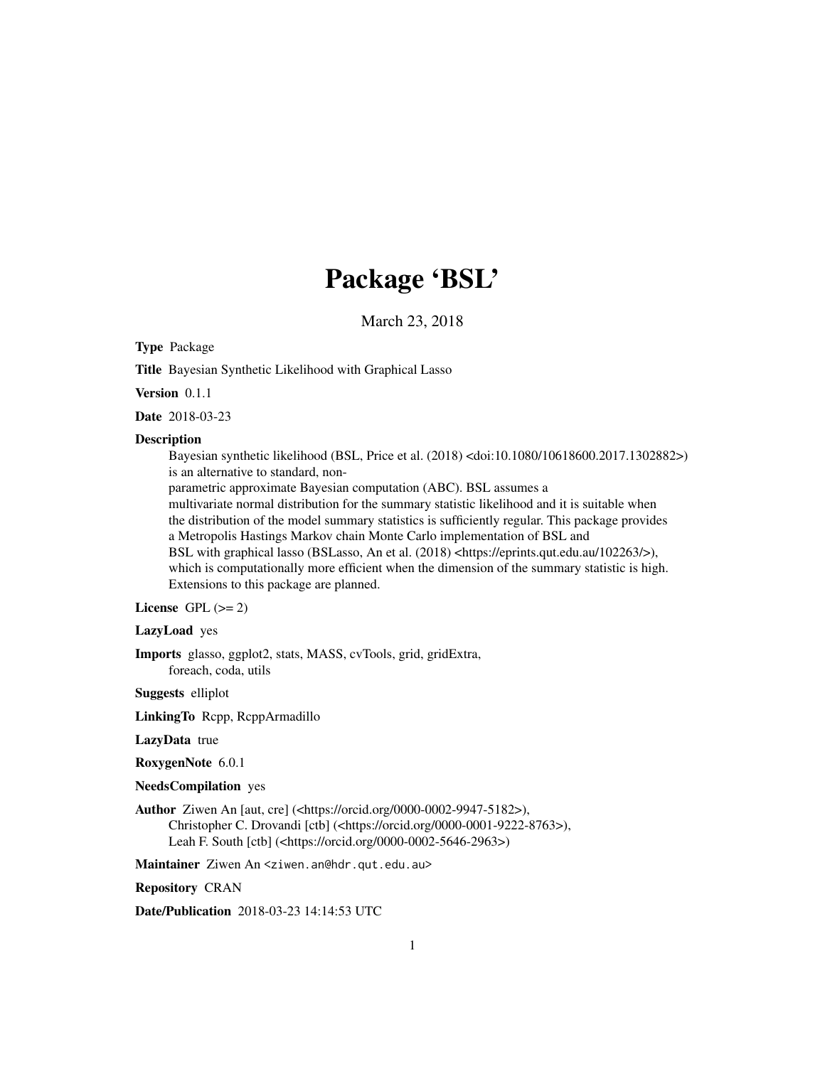# Package 'BSL'

March 23, 2018

**Type** Package

**Title** Bayesian Synthetic Likelihood with Graphical Lasso

**Version** 0.1.1

**Date** 2018-03-23

**Description**
Bayesian synthetic likelihood (BSL, Price et al. (2018) <doi:10.1080/10618600.2017.1302882>) is an alternative to standard, non-parametric approximate Bayesian computation (ABC). BSL assumes a multivariate normal distribution for the summary statistic likelihood and it is suitable when the distribution of the model summary statistics is sufficiently regular. This package provides a Metropolis Hastings Markov chain Monte Carlo implementation of BSL and BSL with graphical lasso (BSLasso, An et al. (2018) <https://eprints.qut.edu.au/102263/>), which is computationally more efficient when the dimension of the summary statistic is high. Extensions to this package are planned.

**License** GPL (>= 2)

**LazyLoad** yes

**Imports** glasso, ggplot2, stats, MASS, cvTools, grid, gridExtra, foreach, coda, utils

**Suggests** elliplot

**LinkingTo** Rcpp, RcppArmadillo

**LazyData** true

**RoxygenNote** 6.0.1

**NeedsCompilation** yes

**Author** Ziwen An [aut, cre] (<https://orcid.org/0000-0002-9947-5182>), Christopher C. Drovandi [ctb] (<https://orcid.org/0000-0001-9222-8763>), Leah F. South [ctb] (<https://orcid.org/0000-0002-5646-2963>)

**Maintainer** Ziwen An <ziwen.an@hdr.qut.edu.au>

**Repository** CRAN

**Date/Publication** 2018-03-23 14:14:53 UTC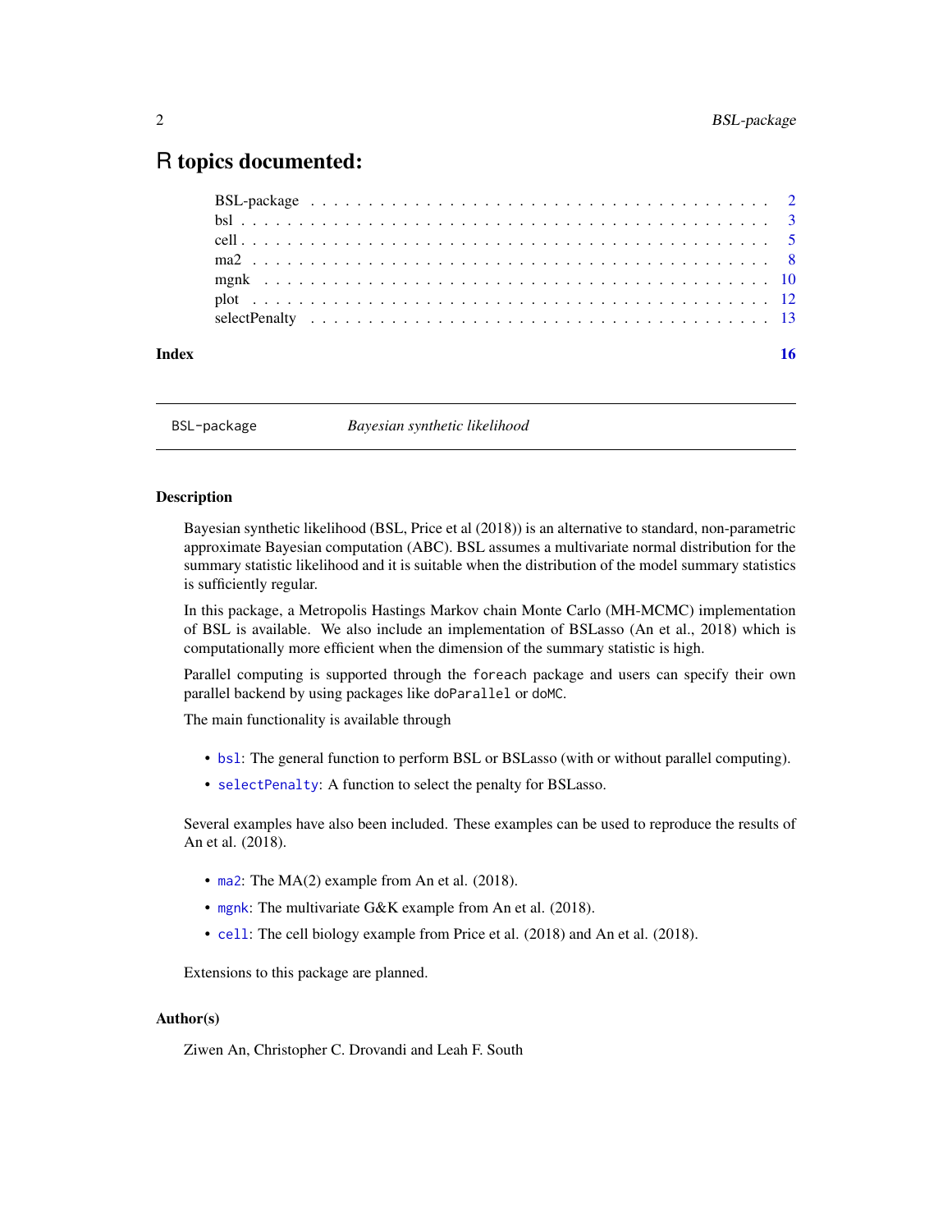# R topics documented:

| | |
|---|---|
| BSL-package | 2 |
| bsl | 3 |
| cell | 5 |
| ma2 | 8 |
| mgnk | 10 |
| plot | 12 |
| selectPenalty | 13 |
| **Index** | **16** |

---

## BSL-package — *Bayesian synthetic likelihood*

### Description

Bayesian synthetic likelihood (BSL, Price et al (2018)) is an alternative to standard, non-parametric approximate Bayesian computation (ABC). BSL assumes a multivariate normal distribution for the summary statistic likelihood and it is suitable when the distribution of the model summary statistics is sufficiently regular.

In this package, a Metropolis Hastings Markov chain Monte Carlo (MH-MCMC) implementation of BSL is available. We also include an implementation of BSLasso (An et al., 2018) which is computationally more efficient when the dimension of the summary statistic is high.

Parallel computing is supported through the `foreach` package and users can specify their own parallel backend by using packages like `doParallel` or `doMC`.

The main functionality is available through

- `bsl`: The general function to perform BSL or BSLasso (with or without parallel computing).
- `selectPenalty`: A function to select the penalty for BSLasso.

Several examples have also been included. These examples can be used to reproduce the results of An et al. (2018).

- `ma2`: The MA(2) example from An et al. (2018).
- `mgnk`: The multivariate G&K example from An et al. (2018).
- `cell`: The cell biology example from Price et al. (2018) and An et al. (2018).

Extensions to this package are planned.

### Author(s)

Ziwen An, Christopher C. Drovandi and Leah F. South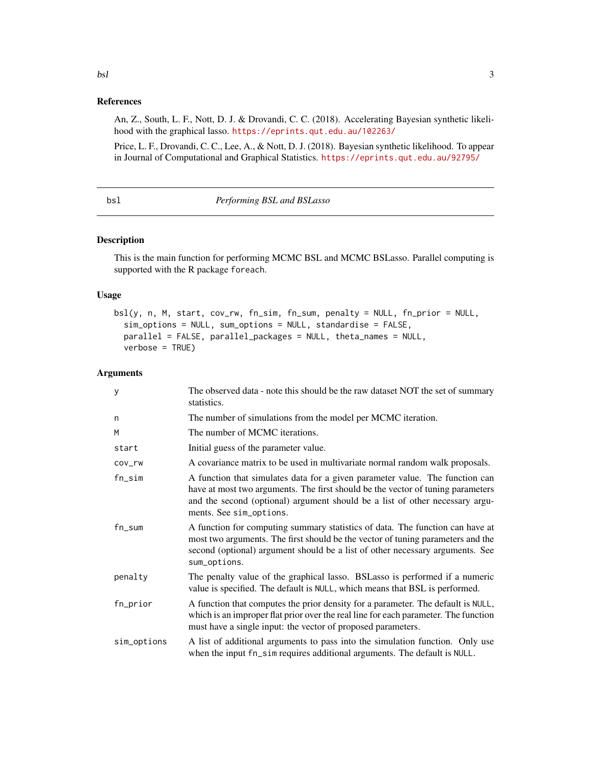## References

An, Z., South, L. F., Nott, D. J. & Drovandi, C. C. (2018). Accelerating Bayesian synthetic likelihood with the graphical lasso. https://eprints.qut.edu.au/102263/

Price, L. F., Drovandi, C. C., Lee, A., & Nott, D. J. (2018). Bayesian synthetic likelihood. To appear in Journal of Computational and Graphical Statistics. https://eprints.qut.edu.au/92795/

---

# bsl — *Performing BSL and BSLasso*

## Description

This is the main function for performing MCMC BSL and MCMC BSLasso. Parallel computing is supported with the R package `foreach`.

## Usage

```
bsl(y, n, M, start, cov_rw, fn_sim, fn_sum, penalty = NULL, fn_prior = NULL,
  sim_options = NULL, sum_options = NULL, standardise = FALSE,
  parallel = FALSE, parallel_packages = NULL, theta_names = NULL,
  verbose = TRUE)
```

## Arguments

| Argument | Description |
|---|---|
| `y` | The observed data - note this should be the raw dataset NOT the set of summary statistics. |
| `n` | The number of simulations from the model per MCMC iteration. |
| `M` | The number of MCMC iterations. |
| `start` | Initial guess of the parameter value. |
| `cov_rw` | A covariance matrix to be used in multivariate normal random walk proposals. |
| `fn_sim` | A function that simulates data for a given parameter value. The function can have at most two arguments. The first should be the vector of tuning parameters and the second (optional) argument should be a list of other necessary arguments. See `sim_options`. |
| `fn_sum` | A function for computing summary statistics of data. The function can have at most two arguments. The first should be the vector of tuning parameters and the second (optional) argument should be a list of other necessary arguments. See `sum_options`. |
| `penalty` | The penalty value of the graphical lasso. BSLasso is performed if a numeric value is specified. The default is `NULL`, which means that BSL is performed. |
| `fn_prior` | A function that computes the prior density for a parameter. The default is `NULL`, which is an improper flat prior over the real line for each parameter. The function must have a single input: the vector of proposed parameters. |
| `sim_options` | A list of additional arguments to pass into the simulation function. Only use when the input `fn_sim` requires additional arguments. The default is `NULL`. |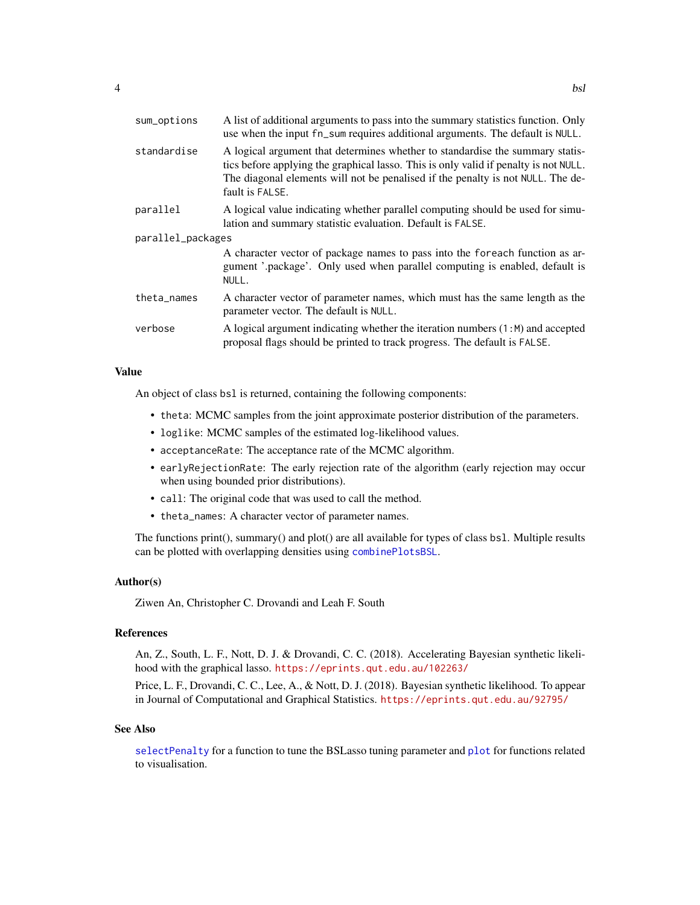| | |
|---|---|
| `sum_options` | A list of additional arguments to pass into the summary statistics function. Only use when the input `fn_sum` requires additional arguments. The default is `NULL`. |
| `standardise` | A logical argument that determines whether to standardise the summary statistics before applying the graphical lasso. This is only valid if penalty is not `NULL`. The diagonal elements will not be penalised if the penalty is not `NULL`. The default is `FALSE`. |
| `parallel` | A logical value indicating whether parallel computing should be used for simulation and summary statistic evaluation. Default is `FALSE`. |
| `parallel_packages` | A character vector of package names to pass into the `foreach` function as argument '.package'. Only used when parallel computing is enabled, default is `NULL`. |
| `theta_names` | A character vector of parameter names, which must has the same length as the parameter vector. The default is `NULL`. |
| `verbose` | A logical argument indicating whether the iteration numbers (`1:M`) and accepted proposal flags should be printed to track progress. The default is `FALSE`. |

## Value

An object of class `bsl` is returned, containing the following components:

- `theta`: MCMC samples from the joint approximate posterior distribution of the parameters.
- `loglike`: MCMC samples of the estimated log-likelihood values.
- `acceptanceRate`: The acceptance rate of the MCMC algorithm.
- `earlyRejectionRate`: The early rejection rate of the algorithm (early rejection may occur when using bounded prior distributions).
- `call`: The original code that was used to call the method.
- `theta_names`: A character vector of parameter names.

The functions print(), summary() and plot() are all available for types of class `bsl`. Multiple results can be plotted with overlapping densities using `combinePlotsBSL`.

## Author(s)

Ziwen An, Christopher C. Drovandi and Leah F. South

## References

An, Z., South, L. F., Nott, D. J. & Drovandi, C. C. (2018). Accelerating Bayesian synthetic likelihood with the graphical lasso. https://eprints.qut.edu.au/102263/

Price, L. F., Drovandi, C. C., Lee, A., & Nott, D. J. (2018). Bayesian synthetic likelihood. To appear in Journal of Computational and Graphical Statistics. https://eprints.qut.edu.au/92795/

## See Also

`selectPenalty` for a function to tune the BSLasso tuning parameter and `plot` for functions related to visualisation.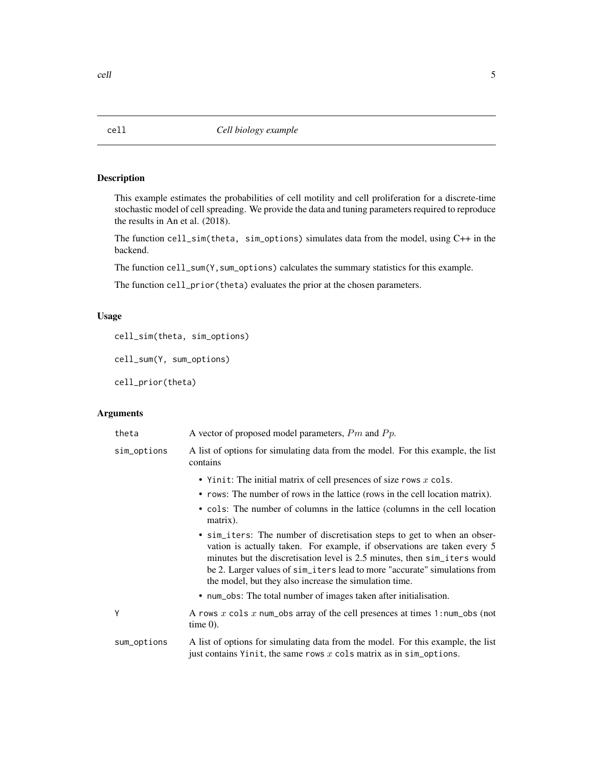# cell — *Cell biology example*

## Description

This example estimates the probabilities of cell motility and cell proliferation for a discrete-time stochastic model of cell spreading. We provide the data and tuning parameters required to reproduce the results in An et al. (2018).

The function `cell_sim(theta, sim_options)` simulates data from the model, using C++ in the backend.

The function `cell_sum(Y,sum_options)` calculates the summary statistics for this example.

The function `cell_prior(theta)` evaluates the prior at the chosen parameters.

## Usage

```
cell_sim(theta, sim_options)

cell_sum(Y, sum_options)

cell_prior(theta)
```

## Arguments

**theta** — A vector of proposed model parameters, $Pm$ and $Pp$.

**sim_options** — A list of options for simulating data from the model. For this example, the list contains

- `Yinit`: The initial matrix of cell presences of size `rows` $x$ `cols`.
- `rows`: The number of rows in the lattice (rows in the cell location matrix).
- `cols`: The number of columns in the lattice (columns in the cell location matrix).
- `sim_iters`: The number of discretisation steps to get to when an observation is actually taken. For example, if observations are taken every 5 minutes but the discretisation level is 2.5 minutes, then `sim_iters` would be 2. Larger values of `sim_iters` lead to more "accurate" simulations from the model, but they also increase the simulation time.
- `num_obs`: The total number of images taken after initialisation.

**Y** — A `rows` $x$ `cols` $x$ `num_obs` array of the cell presences at times `1:num_obs` (not time 0).

**sum_options** — A list of options for simulating data from the model. For this example, the list just contains `Yinit`, the same `rows` $x$ `cols` matrix as in `sim_options`.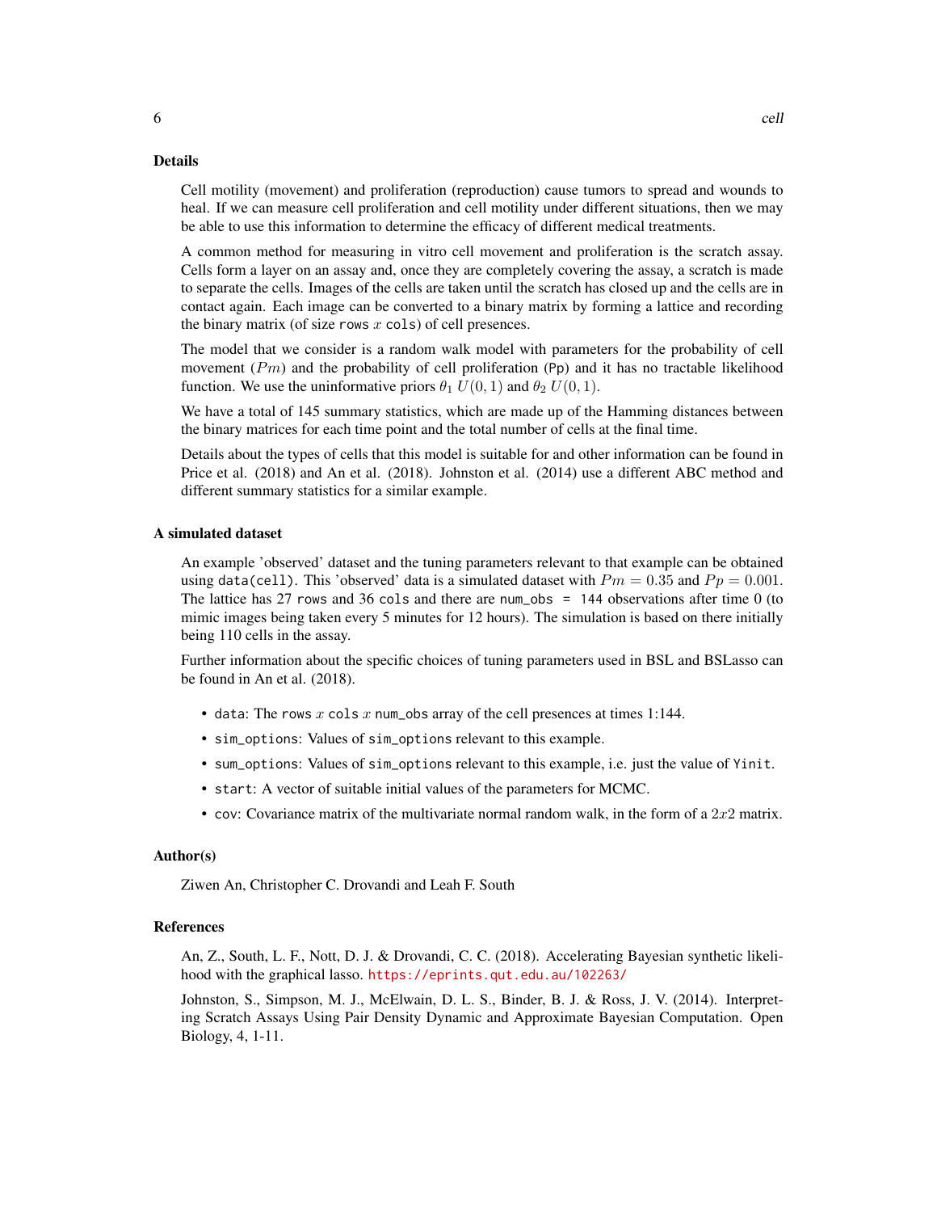## Details

Cell motility (movement) and proliferation (reproduction) cause tumors to spread and wounds to heal. If we can measure cell proliferation and cell motility under different situations, then we may be able to use this information to determine the efficacy of different medical treatments.

A common method for measuring in vitro cell movement and proliferation is the scratch assay. Cells form a layer on an assay and, once they are completely covering the assay, a scratch is made to separate the cells. Images of the cells are taken until the scratch has closed up and the cells are in contact again. Each image can be converted to a binary matrix by forming a lattice and recording the binary matrix (of size `rows` $x$ `cols`) of cell presences.

The model that we consider is a random walk model with parameters for the probability of cell movement ($Pm$) and the probability of cell proliferation (`Pp`) and it has no tractable likelihood function. We use the uninformative priors $\theta_1$ $U(0,1)$ and $\theta_2$ $U(0,1)$.

We have a total of 145 summary statistics, which are made up of the Hamming distances between the binary matrices for each time point and the total number of cells at the final time.

Details about the types of cells that this model is suitable for and other information can be found in Price et al. (2018) and An et al. (2018). Johnston et al. (2014) use a different ABC method and different summary statistics for a similar example.

## A simulated dataset

An example 'observed' dataset and the tuning parameters relevant to that example can be obtained using `data(cell)`. This 'observed' data is a simulated dataset with $Pm = 0.35$ and $Pp = 0.001$. The lattice has 27 `rows` and 36 `cols` and there are `num_obs = 144` observations after time 0 (to mimic images being taken every 5 minutes for 12 hours). The simulation is based on there initially being 110 cells in the assay.

Further information about the specific choices of tuning parameters used in BSL and BSLasso can be found in An et al. (2018).

- `data`: The `rows` $x$ `cols` $x$ `num_obs` array of the cell presences at times 1:144.
- `sim_options`: Values of `sim_options` relevant to this example.
- `sum_options`: Values of `sim_options` relevant to this example, i.e. just the value of `Yinit`.
- `start`: A vector of suitable initial values of the parameters for MCMC.
- `cov`: Covariance matrix of the multivariate normal random walk, in the form of a $2x2$ matrix.

## Author(s)

Ziwen An, Christopher C. Drovandi and Leah F. South

## References

An, Z., South, L. F., Nott, D. J. & Drovandi, C. C. (2018). Accelerating Bayesian synthetic likelihood with the graphical lasso. https://eprints.qut.edu.au/102263/

Johnston, S., Simpson, M. J., McElwain, D. L. S., Binder, B. J. & Ross, J. V. (2014). Interpreting Scratch Assays Using Pair Density Dynamic and Approximate Bayesian Computation. Open Biology, 4, 1-11.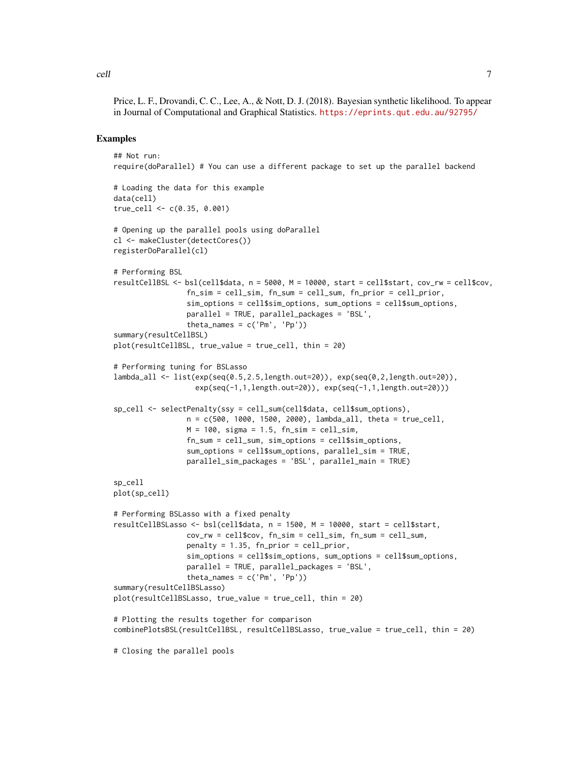Price, L. F., Drovandi, C. C., Lee, A., & Nott, D. J. (2018). Bayesian synthetic likelihood. To appear in Journal of Computational and Graphical Statistics. https://eprints.qut.edu.au/92795/

## Examples

```
## Not run:
require(doParallel) # You can use a different package to set up the parallel backend

# Loading the data for this example
data(cell)
true_cell <- c(0.35, 0.001)

# Opening up the parallel pools using doParallel
cl <- makeCluster(detectCores())
registerDoParallel(cl)

# Performing BSL
resultCellBSL <- bsl(cell$data, n = 5000, M = 10000, start = cell$start, cov_rw = cell$cov,
                 fn_sim = cell_sim, fn_sum = cell_sum, fn_prior = cell_prior,
                 sim_options = cell$sim_options, sum_options = cell$sum_options,
                 parallel = TRUE, parallel_packages = 'BSL',
                 theta_names = c('Pm', 'Pp'))
summary(resultCellBSL)
plot(resultCellBSL, true_value = true_cell, thin = 20)

# Performing tuning for BSLasso
lambda_all <- list(exp(seq(0.5,2.5,length.out=20)), exp(seq(0,2,length.out=20)),
                   exp(seq(-1,1,length.out=20)), exp(seq(-1,1,length.out=20)))

sp_cell <- selectPenalty(ssy = cell_sum(cell$data, cell$sum_options),
                 n = c(500, 1000, 1500, 2000), lambda_all, theta = true_cell,
                 M = 100, sigma = 1.5, fn_sim = cell_sim,
                 fn_sum = cell_sum, sim_options = cell$sim_options,
                 sum_options = cell$sum_options, parallel_sim = TRUE,
                 parallel_sim_packages = 'BSL', parallel_main = TRUE)

sp_cell
plot(sp_cell)

# Performing BSLasso with a fixed penalty
resultCellBSLasso <- bsl(cell$data, n = 1500, M = 10000, start = cell$start,
                 cov_rw = cell$cov, fn_sim = cell_sim, fn_sum = cell_sum,
                 penalty = 1.35, fn_prior = cell_prior,
                 sim_options = cell$sim_options, sum_options = cell$sum_options,
                 parallel = TRUE, parallel_packages = 'BSL',
                 theta_names = c('Pm', 'Pp'))
summary(resultCellBSLasso)
plot(resultCellBSLasso, true_value = true_cell, thin = 20)

# Plotting the results together for comparison
combinePlotsBSL(resultCellBSL, resultCellBSLasso, true_value = true_cell, thin = 20)

# Closing the parallel pools
```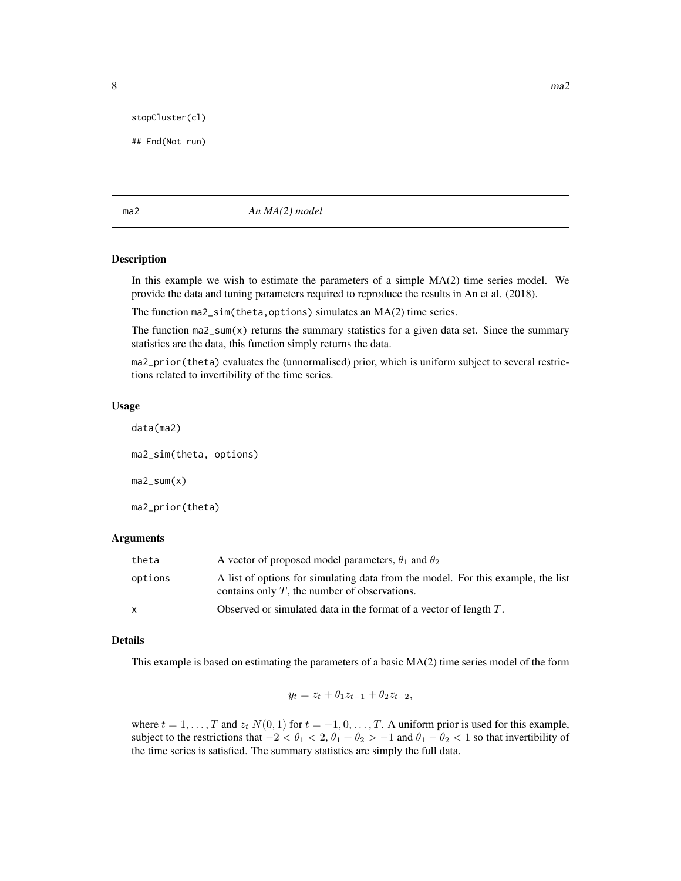```
stopCluster(cl)

## End(Not run)
```

## ma2 — *An MA(2) model*

### Description

In this example we wish to estimate the parameters of a simple MA(2) time series model. We provide the data and tuning parameters required to reproduce the results in An et al. (2018).

The function `ma2_sim(theta,options)` simulates an MA(2) time series.

The function `ma2_sum(x)` returns the summary statistics for a given data set. Since the summary statistics are the data, this function simply returns the data.

`ma2_prior(theta)` evaluates the (unnormalised) prior, which is uniform subject to several restrictions related to invertibility of the time series.

### Usage

```
data(ma2)

ma2_sim(theta, options)

ma2_sum(x)

ma2_prior(theta)
```

### Arguments

| | |
|---|---|
| `theta` | A vector of proposed model parameters, $\theta_1$ and $\theta_2$ |
| `options` | A list of options for simulating data from the model. For this example, the list contains only $T$, the number of observations. |
| `x` | Observed or simulated data in the format of a vector of length $T$. |

### Details

This example is based on estimating the parameters of a basic MA(2) time series model of the form

$$y_t = z_t + \theta_1 z_{t-1} + \theta_2 z_{t-2},$$

where $t = 1, \ldots, T$ and $z_t$ $N(0, 1)$ for $t = -1, 0, \ldots, T$. A uniform prior is used for this example, subject to the restrictions that $-2 < \theta_1 < 2$, $\theta_1 + \theta_2 > -1$ and $\theta_1 - \theta_2 < 1$ so that invertibility of the time series is satisfied. The summary statistics are simply the full data.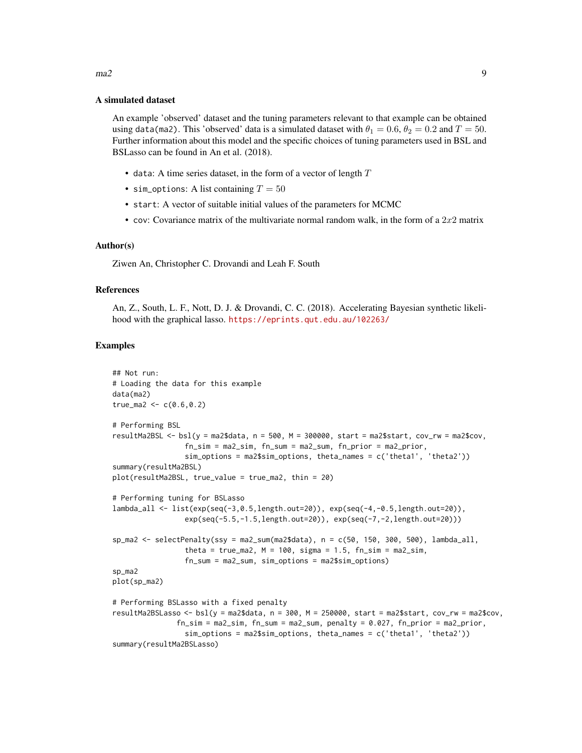### A simulated dataset

An example 'observed' dataset and the tuning parameters relevant to that example can be obtained using `data(ma2)`. This 'observed' data is a simulated dataset with $\theta_1 = 0.6$, $\theta_2 = 0.2$ and $T = 50$. Further information about this model and the specific choices of tuning parameters used in BSL and BSLasso can be found in An et al. (2018).

- `data`: A time series dataset, in the form of a vector of length $T$
- `sim_options`: A list containing $T = 50$
- `start`: A vector of suitable initial values of the parameters for MCMC
- `cov`: Covariance matrix of the multivariate normal random walk, in the form of a $2x2$ matrix

### Author(s)

Ziwen An, Christopher C. Drovandi and Leah F. South

### References

An, Z., South, L. F., Nott, D. J. & Drovandi, C. C. (2018). Accelerating Bayesian synthetic likelihood with the graphical lasso. https://eprints.qut.edu.au/102263/

### Examples

```
## Not run:
# Loading the data for this example
data(ma2)
true_ma2 <- c(0.6,0.2)

# Performing BSL
resultMa2BSL <- bsl(y = ma2$data, n = 500, M = 300000, start = ma2$start, cov_rw = ma2$cov,
                 fn_sim = ma2_sim, fn_sum = ma2_sum, fn_prior = ma2_prior,
                 sim_options = ma2$sim_options, theta_names = c('theta1', 'theta2'))
summary(resultMa2BSL)
plot(resultMa2BSL, true_value = true_ma2, thin = 20)

# Performing tuning for BSLasso
lambda_all <- list(exp(seq(-3,0.5,length.out=20)), exp(seq(-4,-0.5,length.out=20)),
                 exp(seq(-5.5,-1.5,length.out=20)), exp(seq(-7,-2,length.out=20)))

sp_ma2 <- selectPenalty(ssy = ma2_sum(ma2$data), n = c(50, 150, 300, 500), lambda_all,
                 theta = true_ma2, M = 100, sigma = 1.5, fn_sim = ma2_sim,
                 fn_sum = ma2_sum, sim_options = ma2$sim_options)
sp_ma2
plot(sp_ma2)

# Performing BSLasso with a fixed penalty
resultMa2BSLasso <- bsl(y = ma2$data, n = 300, M = 250000, start = ma2$start, cov_rw = ma2$cov,
               fn_sim = ma2_sim, fn_sum = ma2_sum, penalty = 0.027, fn_prior = ma2_prior,
                 sim_options = ma2$sim_options, theta_names = c('theta1', 'theta2'))
summary(resultMa2BSLasso)
```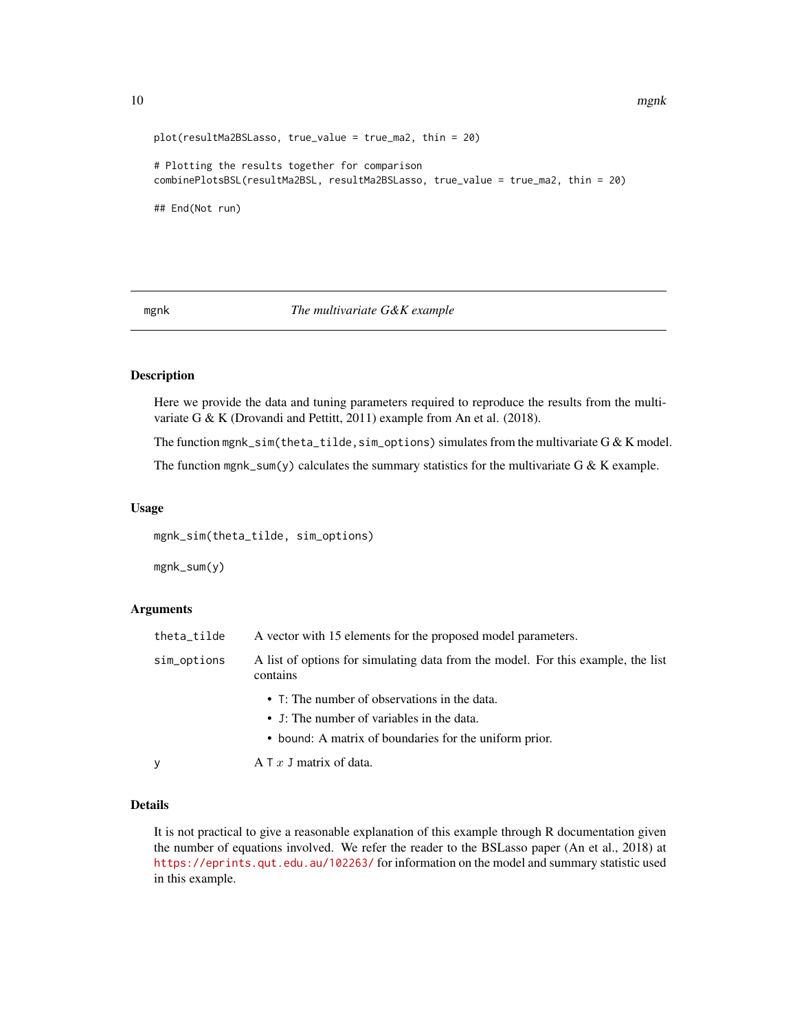```
plot(resultMa2BSLasso, true_value = true_ma2, thin = 20)

# Plotting the results together for comparison
combinePlotsBSL(resultMa2BSL, resultMa2BSLasso, true_value = true_ma2, thin = 20)

## End(Not run)
```

---

## mgnk — *The multivariate G&K example*

---

### Description

Here we provide the data and tuning parameters required to reproduce the results from the multivariate G & K (Drovandi and Pettitt, 2011) example from An et al. (2018).

The function `mgnk_sim(theta_tilde,sim_options)` simulates from the multivariate G & K model.

The function `mgnk_sum(y)` calculates the summary statistics for the multivariate G & K example.

### Usage

```
mgnk_sim(theta_tilde, sim_options)

mgnk_sum(y)
```

### Arguments

| | |
|---|---|
| `theta_tilde` | A vector with 15 elements for the proposed model parameters. |
| `sim_options` | A list of options for simulating data from the model. For this example, the list contains<br>• `T`: The number of observations in the data.<br>• `J`: The number of variables in the data.<br>• `bound`: A matrix of boundaries for the uniform prior. |
| `y` | A `T` $x$ `J` matrix of data. |

### Details

It is not practical to give a reasonable explanation of this example through R documentation given the number of equations involved. We refer the reader to the BSLasso paper (An et al., 2018) at https://eprints.qut.edu.au/102263/ for information on the model and summary statistic used in this example.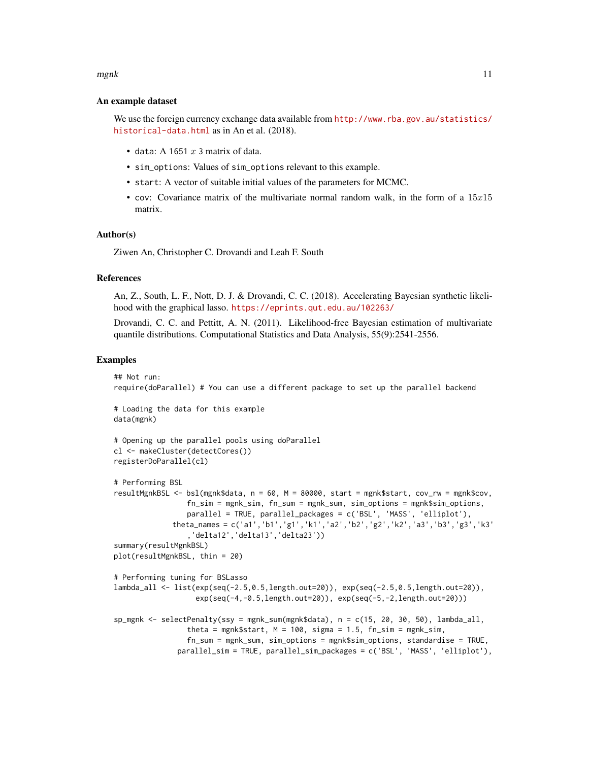### An example dataset

We use the foreign currency exchange data available from http://www.rba.gov.au/statistics/historical-data.html as in An et al. (2018).

- data: A 1651 $x$ 3 matrix of data.
- sim_options: Values of sim_options relevant to this example.
- start: A vector of suitable initial values of the parameters for MCMC.
- cov: Covariance matrix of the multivariate normal random walk, in the form of a $15x15$ matrix.

### Author(s)

Ziwen An, Christopher C. Drovandi and Leah F. South

### References

An, Z., South, L. F., Nott, D. J. & Drovandi, C. C. (2018). Accelerating Bayesian synthetic likelihood with the graphical lasso. https://eprints.qut.edu.au/102263/

Drovandi, C. C. and Pettitt, A. N. (2011). Likelihood-free Bayesian estimation of multivariate quantile distributions. Computational Statistics and Data Analysis, 55(9):2541-2556.

### Examples

```
## Not run:
require(doParallel) # You can use a different package to set up the parallel backend

# Loading the data for this example
data(mgnk)

# Opening up the parallel pools using doParallel
cl <- makeCluster(detectCores())
registerDoParallel(cl)

# Performing BSL
resultMgnkBSL <- bsl(mgnk$data, n = 60, M = 80000, start = mgnk$start, cov_rw = mgnk$cov,
                 fn_sim = mgnk_sim, fn_sum = mgnk_sum, sim_options = mgnk$sim_options,
                 parallel = TRUE, parallel_packages = c('BSL', 'MASS', 'elliplot'),
             theta_names = c('a1','b1','g1','k1','a2','b2','g2','k2','a3','b3','g3','k3'
                 ,'delta12','delta13','delta23'))
summary(resultMgnkBSL)
plot(resultMgnkBSL, thin = 20)

# Performing tuning for BSLasso
lambda_all <- list(exp(seq(-2.5,0.5,length.out=20)), exp(seq(-2.5,0.5,length.out=20)),
                   exp(seq(-4,-0.5,length.out=20)), exp(seq(-5,-2,length.out=20)))

sp_mgnk <- selectPenalty(ssy = mgnk_sum(mgnk$data), n = c(15, 20, 30, 50), lambda_all,
                 theta = mgnk$start, M = 100, sigma = 1.5, fn_sim = mgnk_sim,
                 fn_sum = mgnk_sum, sim_options = mgnk$sim_options, standardise = TRUE,
               parallel_sim = TRUE, parallel_sim_packages = c('BSL', 'MASS', 'elliplot'),
```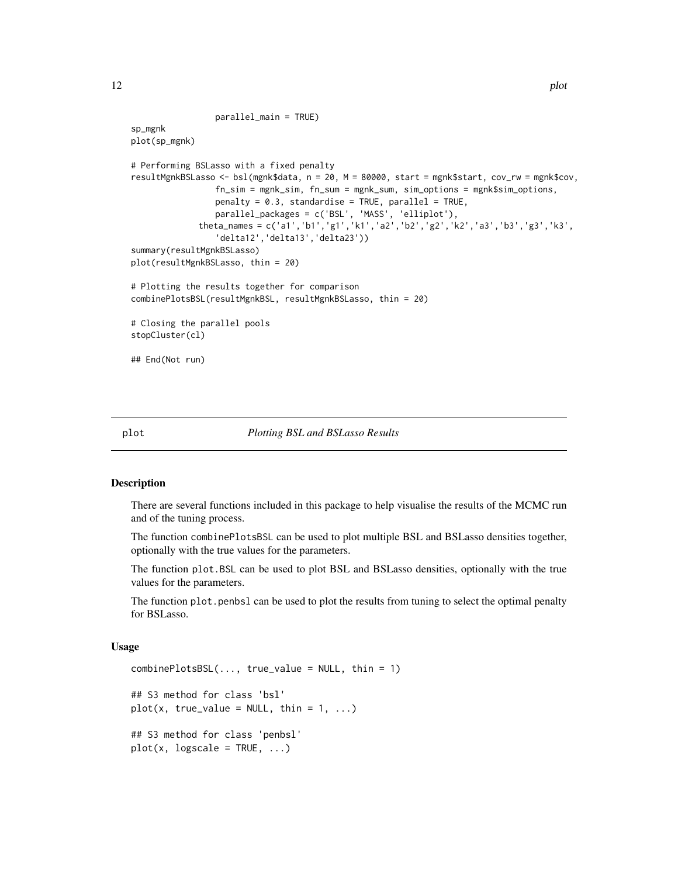```
                parallel_main = TRUE)
sp_mgnk
plot(sp_mgnk)

# Performing BSLasso with a fixed penalty
resultMgnkBSLasso <- bsl(mgnk$data, n = 20, M = 80000, start = mgnk$start, cov_rw = mgnk$cov,
                fn_sim = mgnk_sim, fn_sum = mgnk_sum, sim_options = mgnk$sim_options,
                penalty = 0.3, standardise = TRUE, parallel = TRUE,
                parallel_packages = c('BSL', 'MASS', 'elliplot'),
              theta_names = c('a1','b1','g1','k1','a2','b2','g2','k2','a3','b3','g3','k3',
                'delta12','delta13','delta23'))
summary(resultMgnkBSLasso)
plot(resultMgnkBSLasso, thin = 20)

# Plotting the results together for comparison
combinePlotsBSL(resultMgnkBSL, resultMgnkBSLasso, thin = 20)

# Closing the parallel pools
stopCluster(cl)

## End(Not run)
```

## plot — *Plotting BSL and BSLasso Results*

### Description

There are several functions included in this package to help visualise the results of the MCMC run and of the tuning process.

The function `combinePlotsBSL` can be used to plot multiple BSL and BSLasso densities together, optionally with the true values for the parameters.

The function `plot.BSL` can be used to plot BSL and BSLasso densities, optionally with the true values for the parameters.

The function `plot.penbsl` can be used to plot the results from tuning to select the optimal penalty for BSLasso.

### Usage

```
combinePlotsBSL(..., true_value = NULL, thin = 1)

## S3 method for class 'bsl'
plot(x, true_value = NULL, thin = 1, ...)

## S3 method for class 'penbsl'
plot(x, logscale = TRUE, ...)
```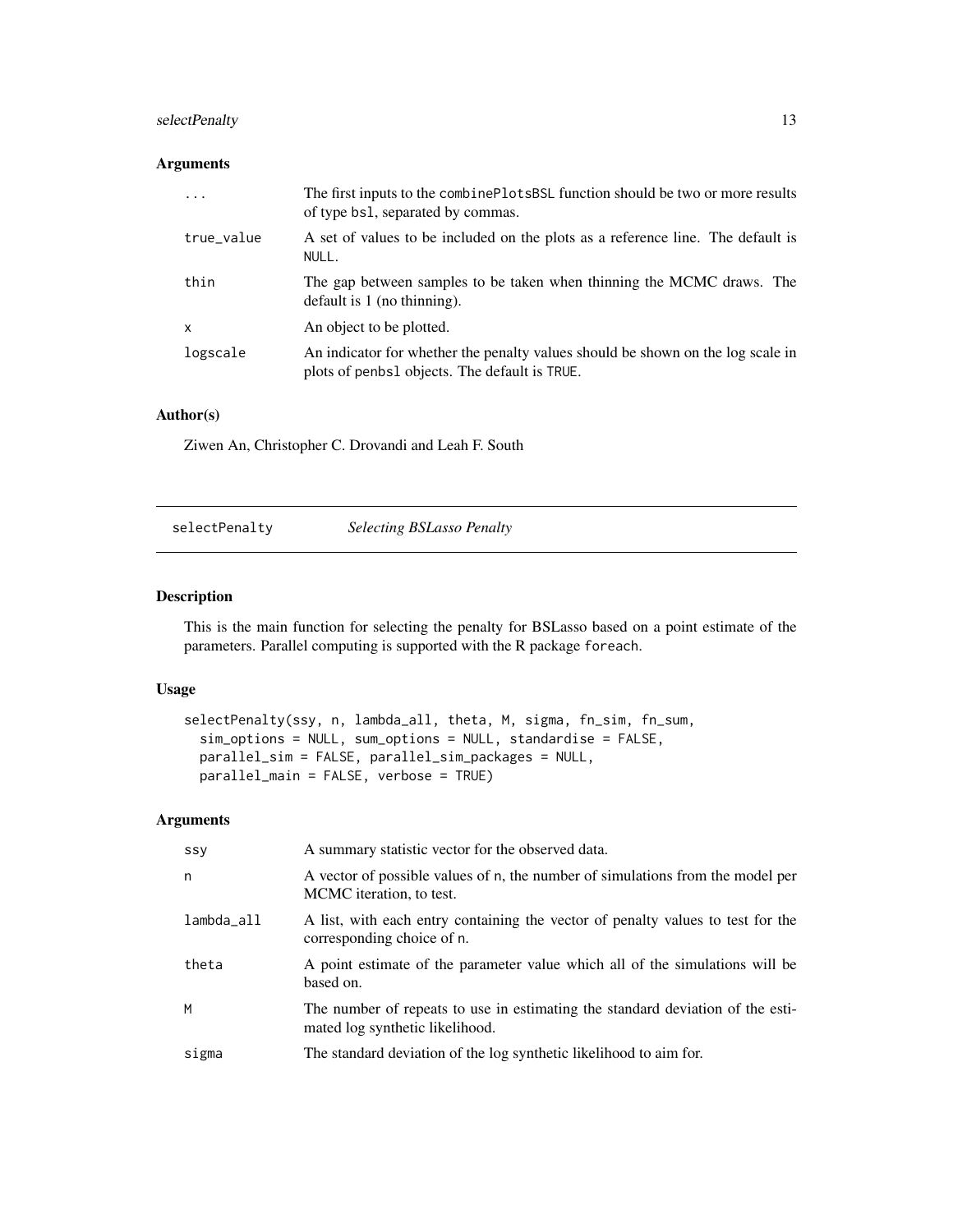### Arguments

| | |
|---|---|
| ... | The first inputs to the combinePlotsBSL function should be two or more results of type bsl, separated by commas. |
| true_value | A set of values to be included on the plots as a reference line. The default is NULL. |
| thin | The gap between samples to be taken when thinning the MCMC draws. The default is 1 (no thinning). |
| x | An object to be plotted. |
| logscale | An indicator for whether the penalty values should be shown on the log scale in plots of penbsl objects. The default is TRUE. |

### Author(s)

Ziwen An, Christopher C. Drovandi and Leah F. South

## selectPenalty — *Selecting BSLasso Penalty*

### Description

This is the main function for selecting the penalty for BSLasso based on a point estimate of the parameters. Parallel computing is supported with the R package foreach.

### Usage

```
selectPenalty(ssy, n, lambda_all, theta, M, sigma, fn_sim, fn_sum,
  sim_options = NULL, sum_options = NULL, standardise = FALSE,
  parallel_sim = FALSE, parallel_sim_packages = NULL,
  parallel_main = FALSE, verbose = TRUE)
```

### Arguments

| | |
|---|---|
| ssy | A summary statistic vector for the observed data. |
| n | A vector of possible values of n, the number of simulations from the model per MCMC iteration, to test. |
| lambda_all | A list, with each entry containing the vector of penalty values to test for the corresponding choice of n. |
| theta | A point estimate of the parameter value which all of the simulations will be based on. |
| M | The number of repeats to use in estimating the standard deviation of the estimated log synthetic likelihood. |
| sigma | The standard deviation of the log synthetic likelihood to aim for. |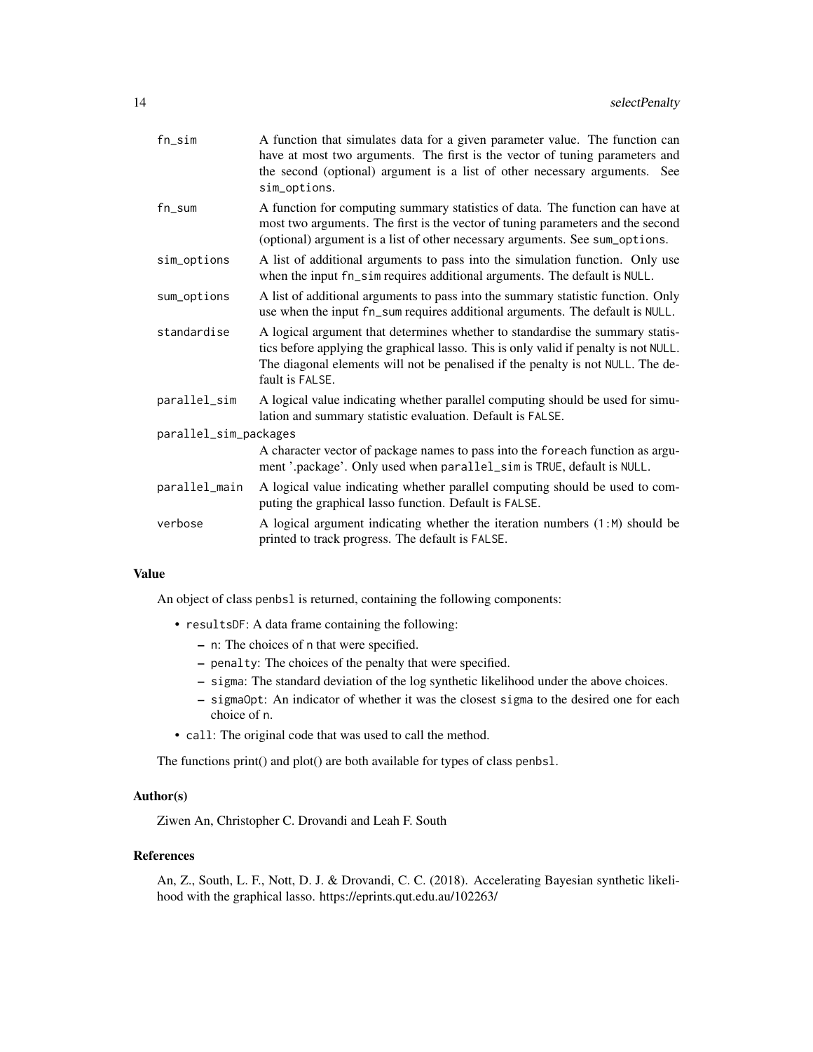| | |
|---|---|
| fn_sim | A function that simulates data for a given parameter value. The function can have at most two arguments. The first is the vector of tuning parameters and the second (optional) argument is a list of other necessary arguments. See sim_options. |
| fn_sum | A function for computing summary statistics of data. The function can have at most two arguments. The first is the vector of tuning parameters and the second (optional) argument is a list of other necessary arguments. See sum_options. |
| sim_options | A list of additional arguments to pass into the simulation function. Only use when the input fn_sim requires additional arguments. The default is NULL. |
| sum_options | A list of additional arguments to pass into the summary statistic function. Only use when the input fn_sum requires additional arguments. The default is NULL. |
| standardise | A logical argument that determines whether to standardise the summary statistics before applying the graphical lasso. This is only valid if penalty is not NULL. The diagonal elements will not be penalised if the penalty is not NULL. The default is FALSE. |
| parallel_sim | A logical value indicating whether parallel computing should be used for simulation and summary statistic evaluation. Default is FALSE. |
| parallel_sim_packages | A character vector of package names to pass into the foreach function as argument '.package'. Only used when parallel_sim is TRUE, default is NULL. |
| parallel_main | A logical value indicating whether parallel computing should be used to computing the graphical lasso function. Default is FALSE. |
| verbose | A logical argument indicating whether the iteration numbers (1:M) should be printed to track progress. The default is FALSE. |

## Value

An object of class penbsl is returned, containing the following components:

- resultsDF: A data frame containing the following:
  - n: The choices of n that were specified.
  - penalty: The choices of the penalty that were specified.
  - sigma: The standard deviation of the log synthetic likelihood under the above choices.
  - sigmaOpt: An indicator of whether it was the closest sigma to the desired one for each choice of n.
- call: The original code that was used to call the method.

The functions print() and plot() are both available for types of class penbsl.

## Author(s)

Ziwen An, Christopher C. Drovandi and Leah F. South

## References

An, Z., South, L. F., Nott, D. J. & Drovandi, C. C. (2018). Accelerating Bayesian synthetic likelihood with the graphical lasso. https://eprints.qut.edu.au/102263/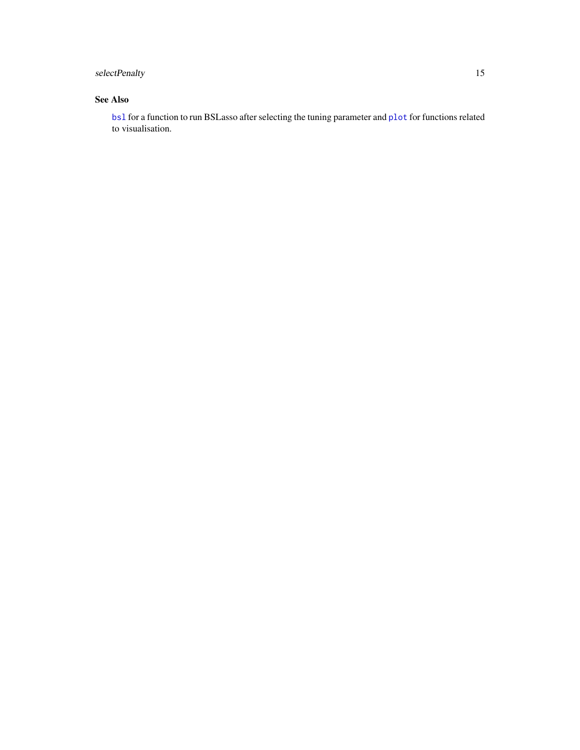## See Also

`bsl` for a function to run BSLasso after selecting the tuning parameter and `plot` for functions related to visualisation.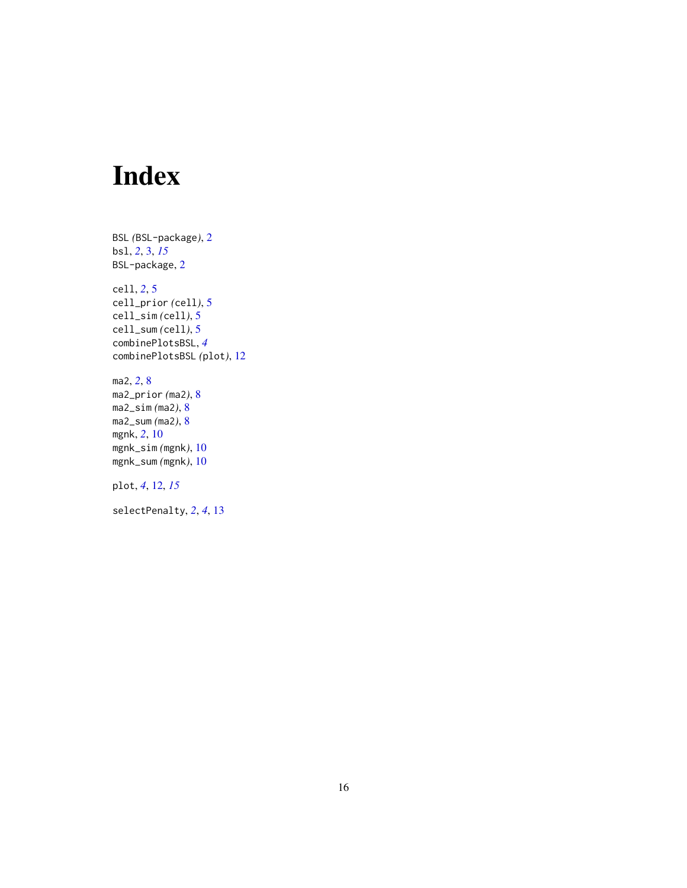# Index

BSL (BSL-package), 2
bsl, *2*, 3, *15*
BSL-package, 2

cell, *2*, 5
cell_prior (cell), 5
cell_sim (cell), 5
cell_sum (cell), 5
combinePlotsBSL, *4*
combinePlotsBSL (plot), 12

ma2, *2*, 8
ma2_prior (ma2), 8
ma2_sim (ma2), 8
ma2_sum (ma2), 8
mgnk, *2*, 10
mgnk_sim (mgnk), 10
mgnk_sum (mgnk), 10

plot, *4*, 12, *15*

selectPenalty, *2*, *4*, 13